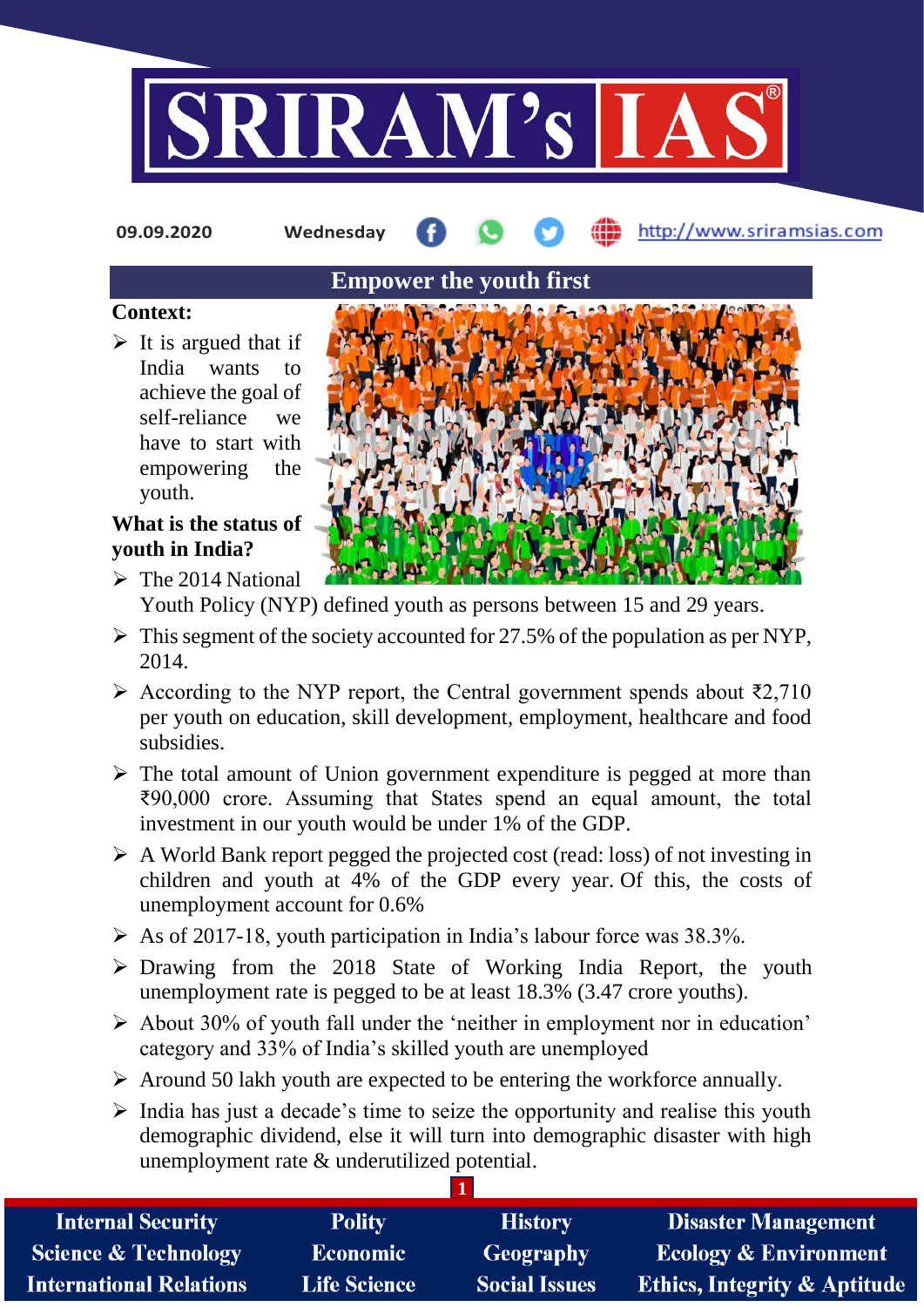09.09.2020 Wednesday http://www.sriramsias.com

## Empower the youth first

**Context:**

- It is argued that if India wants to achieve the goal of self-reliance we have to start with empowering the youth.

**What is the status of youth in India?**

- The 2014 National Youth Policy (NYP) defined youth as persons between 15 and 29 years.
- This segment of the society accounted for 27.5% of the population as per NYP, 2014.
- According to the NYP report, the Central government spends about ₹2,710 per youth on education, skill development, employment, healthcare and food subsidies.
- The total amount of Union government expenditure is pegged at more than ₹90,000 crore. Assuming that States spend an equal amount, the total investment in our youth would be under 1% of the GDP.
- A World Bank report pegged the projected cost (read: loss) of not investing in children and youth at 4% of the GDP every year. Of this, the costs of unemployment account for 0.6%
- As of 2017-18, youth participation in India's labour force was 38.3%.
- Drawing from the 2018 State of Working India Report, the youth unemployment rate is pegged to be at least 18.3% (3.47 crore youths).
- About 30% of youth fall under the 'neither in employment nor in education' category and 33% of India's skilled youth are unemployed
- Around 50 lakh youth are expected to be entering the workforce annually.
- India has just a decade's time to seize the opportunity and realise this youth demographic dividend, else it will turn into demographic disaster with high unemployment rate & underutilized potential.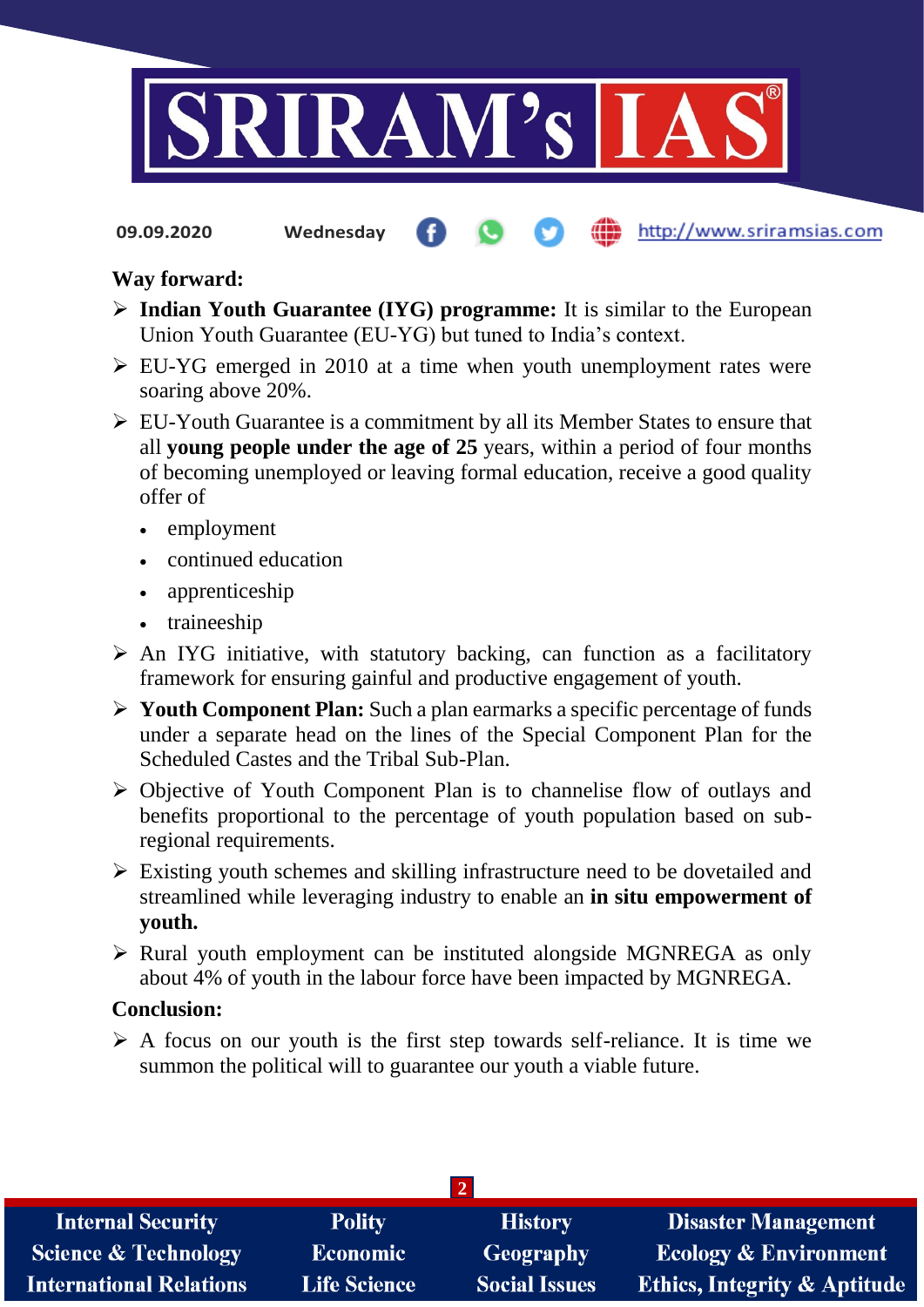**Way forward:**

- **Indian Youth Guarantee (IYG) programme:** It is similar to the European Union Youth Guarantee (EU-YG) but tuned to India's context.
- EU-YG emerged in 2010 at a time when youth unemployment rates were soaring above 20%.
- EU-Youth Guarantee is a commitment by all its Member States to ensure that all **young people under the age of 25** years, within a period of four months of becoming unemployed or leaving formal education, receive a good quality offer of
    - employment
    - continued education
    - apprenticeship
    - traineeship
- An IYG initiative, with statutory backing, can function as a facilitatory framework for ensuring gainful and productive engagement of youth.
- **Youth Component Plan:** Such a plan earmarks a specific percentage of funds under a separate head on the lines of the Special Component Plan for the Scheduled Castes and the Tribal Sub-Plan.
- Objective of Youth Component Plan is to channelise flow of outlays and benefits proportional to the percentage of youth population based on sub-regional requirements.
- Existing youth schemes and skilling infrastructure need to be dovetailed and streamlined while leveraging industry to enable an **in situ empowerment of youth.**
- Rural youth employment can be instituted alongside MGNREGA as only about 4% of youth in the labour force have been impacted by MGNREGA.

**Conclusion:**

- A focus on our youth is the first step towards self-reliance. It is time we summon the political will to guarantee our youth a viable future.